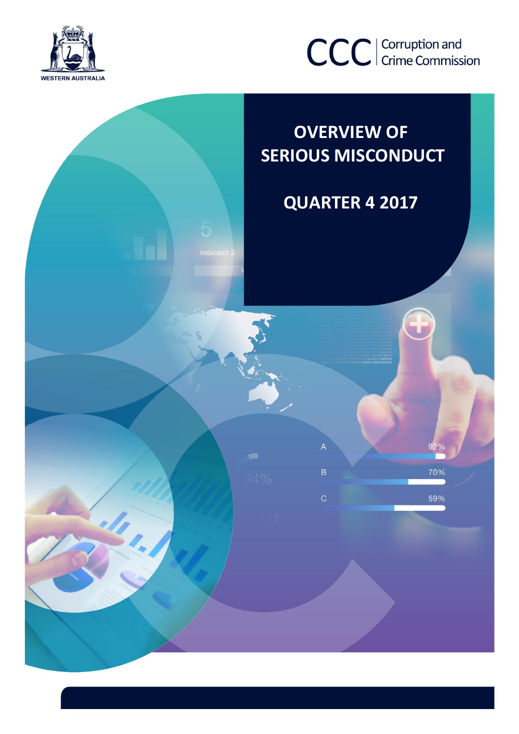WESTERN AUSTRALIA

CCC | Corruption and Crime Commission

# OVERVIEW OF SERIOUS MISCONDUCT

## QUARTER 4 2017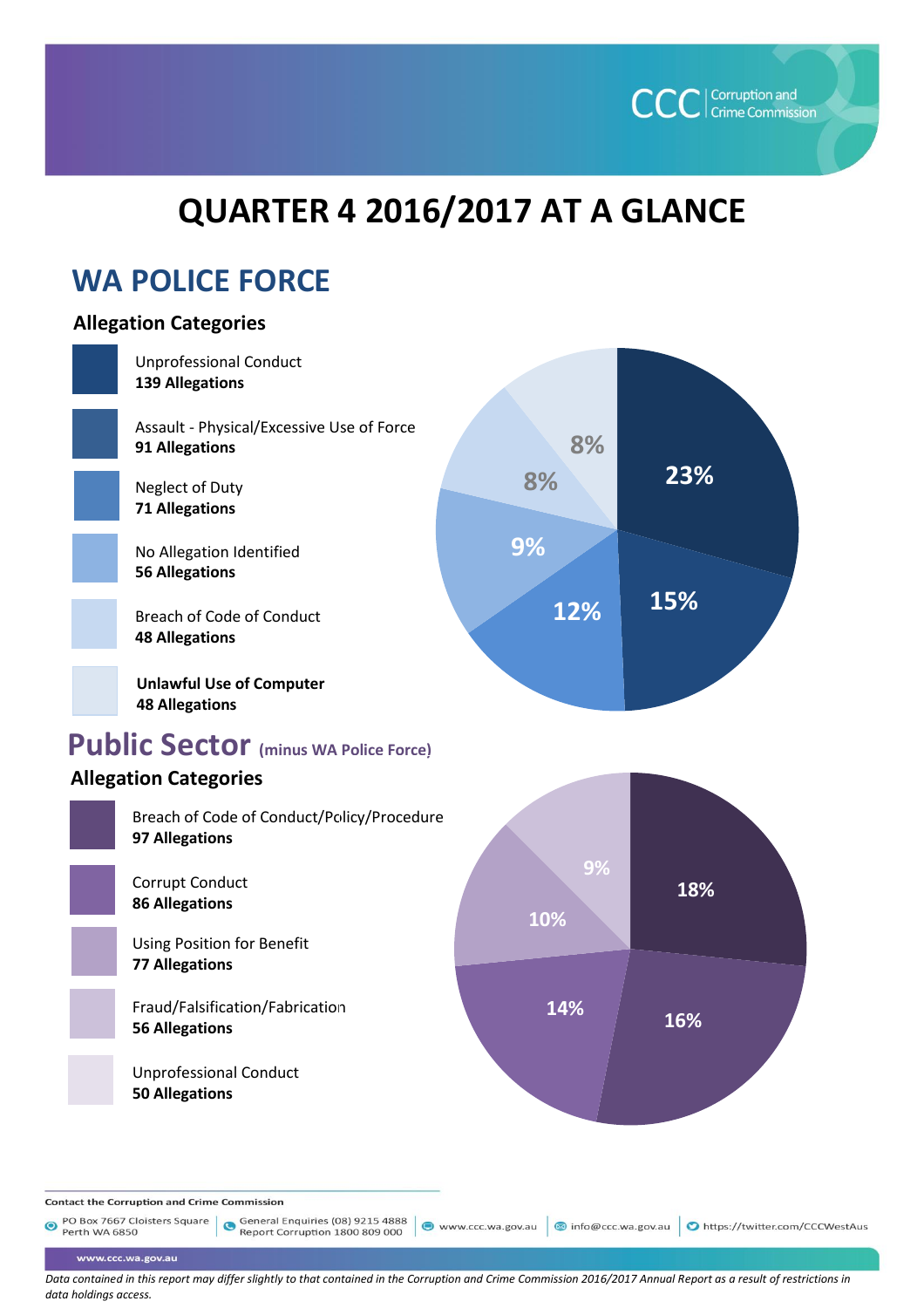# QUARTER 4 2016/2017 AT A GLANCE

## WA POLICE FORCE

### Allegation Categories

| Category | Allegations | Percentage |
| --- | --- | --- |
| Unprofessional Conduct | 139 Allegations | 23% |
| Assault - Physical/Excessive Use of Force | 91 Allegations | 15% |
| Neglect of Duty | 71 Allegations | 12% |
| No Allegation Identified | 56 Allegations | 9% |
| Breach of Code of Conduct | 48 Allegations | 8% |
| Unlawful Use of Computer | 48 Allegations | 8% |

## Public Sector (minus WA Police Force)

### Allegation Categories

| Category | Allegations | Percentage |
| --- | --- | --- |
| Breach of Code of Conduct/Policy/Procedure | 97 Allegations | 18% |
| Corrupt Conduct | 86 Allegations | 16% |
| Using Position for Benefit | 77 Allegations | 14% |
| Fraud/Falsification/Fabrication | 56 Allegations | 10% |
| Unprofessional Conduct | 50 Allegations | 9% |

**Contact the Corruption and Crime Commission**

PO Box 7667 Cloisters Square Perth WA 6850 | General Enquiries (08) 9215 4888 Report Corruption 1800 809 000 | www.ccc.wa.gov.au | info@ccc.wa.gov.au | https://twitter.com/CCCWestAus

www.ccc.wa.gov.au

*Data contained in this report may differ slightly to that contained in the Corruption and Crime Commission 2016/2017 Annual Report as a result of restrictions in data holdings access.*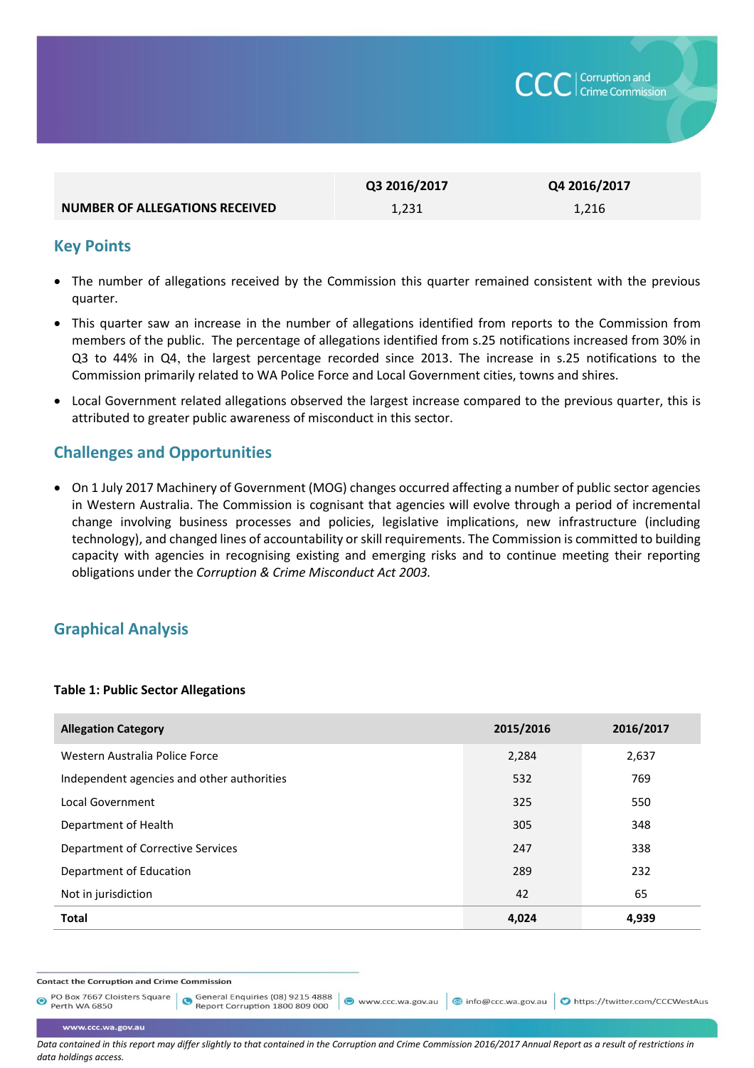| | Q3 2016/2017 | Q4 2016/2017 |
|---|---|---|
| **NUMBER OF ALLEGATIONS RECEIVED** | 1,231 | 1,216 |

## Key Points

- The number of allegations received by the Commission this quarter remained consistent with the previous quarter.
- This quarter saw an increase in the number of allegations identified from reports to the Commission from members of the public. The percentage of allegations identified from s.25 notifications increased from 30% in Q3 to 44% in Q4, the largest percentage recorded since 2013. The increase in s.25 notifications to the Commission primarily related to WA Police Force and Local Government cities, towns and shires.
- Local Government related allegations observed the largest increase compared to the previous quarter, this is attributed to greater public awareness of misconduct in this sector.

## Challenges and Opportunities

- On 1 July 2017 Machinery of Government (MOG) changes occurred affecting a number of public sector agencies in Western Australia. The Commission is cognisant that agencies will evolve through a period of incremental change involving business processes and policies, legislative implications, new infrastructure (including technology), and changed lines of accountability or skill requirements. The Commission is committed to building capacity with agencies in recognising existing and emerging risks and to continue meeting their reporting obligations under the *Corruption & Crime Misconduct Act 2003.*

## Graphical Analysis

**Table 1: Public Sector Allegations**

| Allegation Category | 2015/2016 | 2016/2017 |
|---|---|---|
| Western Australia Police Force | 2,284 | 2,637 |
| Independent agencies and other authorities | 532 | 769 |
| Local Government | 325 | 550 |
| Department of Health | 305 | 348 |
| Department of Corrective Services | 247 | 338 |
| Department of Education | 289 | 232 |
| Not in jurisdiction | 42 | 65 |
| **Total** | **4,024** | **4,939** |

*Data contained in this report may differ slightly to that contained in the Corruption and Crime Commission 2016/2017 Annual Report as a result of restrictions in data holdings access.*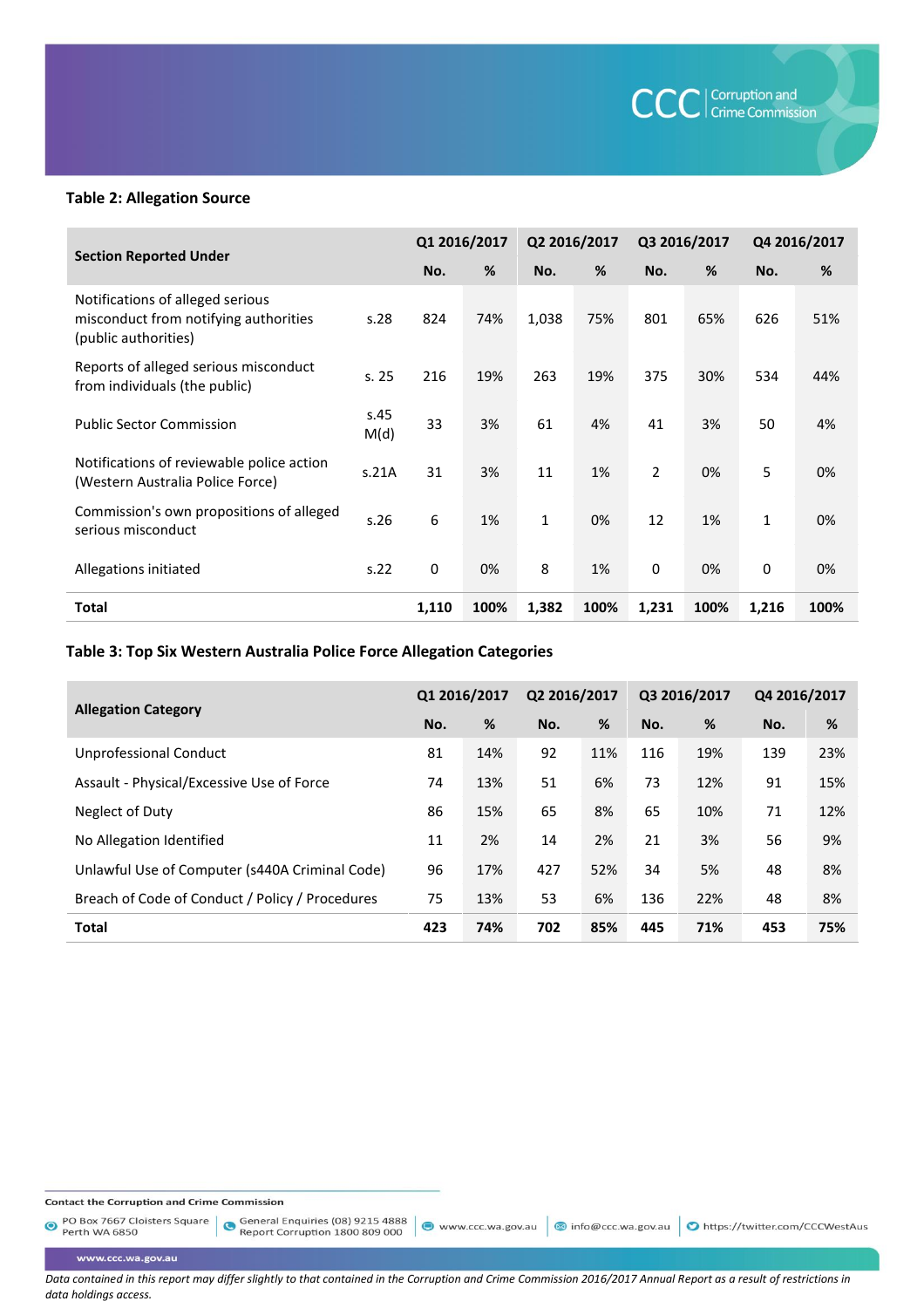**Table 2: Allegation Source**

| Section Reported Under | | Q1 2016/2017 | | Q2 2016/2017 | | Q3 2016/2017 | | Q4 2016/2017 | |
|---|---|---|---|---|---|---|---|---|---|
| | | No. | % | No. | % | No. | % | No. | % |
| Notifications of alleged serious misconduct from notifying authorities (public authorities) | s.28 | 824 | 74% | 1,038 | 75% | 801 | 65% | 626 | 51% |
| Reports of alleged serious misconduct from individuals (the public) | s. 25 | 216 | 19% | 263 | 19% | 375 | 30% | 534 | 44% |
| Public Sector Commission | s.45 M(d) | 33 | 3% | 61 | 4% | 41 | 3% | 50 | 4% |
| Notifications of reviewable police action (Western Australia Police Force) | s.21A | 31 | 3% | 11 | 1% | 2 | 0% | 5 | 0% |
| Commission's own propositions of alleged serious misconduct | s.26 | 6 | 1% | 1 | 0% | 12 | 1% | 1 | 0% |
| Allegations initiated | s.22 | 0 | 0% | 8 | 1% | 0 | 0% | 0 | 0% |
| **Total** | | **1,110** | **100%** | **1,382** | **100%** | **1,231** | **100%** | **1,216** | **100%** |

**Table 3: Top Six Western Australia Police Force Allegation Categories**

| Allegation Category | Q1 2016/2017 | | Q2 2016/2017 | | Q3 2016/2017 | | Q4 2016/2017 | |
|---|---|---|---|---|---|---|---|---|
| | No. | % | No. | % | No. | % | No. | % |
| Unprofessional Conduct | 81 | 14% | 92 | 11% | 116 | 19% | 139 | 23% |
| Assault - Physical/Excessive Use of Force | 74 | 13% | 51 | 6% | 73 | 12% | 91 | 15% |
| Neglect of Duty | 86 | 15% | 65 | 8% | 65 | 10% | 71 | 12% |
| No Allegation Identified | 11 | 2% | 14 | 2% | 21 | 3% | 56 | 9% |
| Unlawful Use of Computer (s440A Criminal Code) | 96 | 17% | 427 | 52% | 34 | 5% | 48 | 8% |
| Breach of Code of Conduct / Policy / Procedures | 75 | 13% | 53 | 6% | 136 | 22% | 48 | 8% |
| **Total** | **423** | **74%** | **702** | **85%** | **445** | **71%** | **453** | **75%** |

*Data contained in this report may differ slightly to that contained in the Corruption and Crime Commission 2016/2017 Annual Report as a result of restrictions in data holdings access.*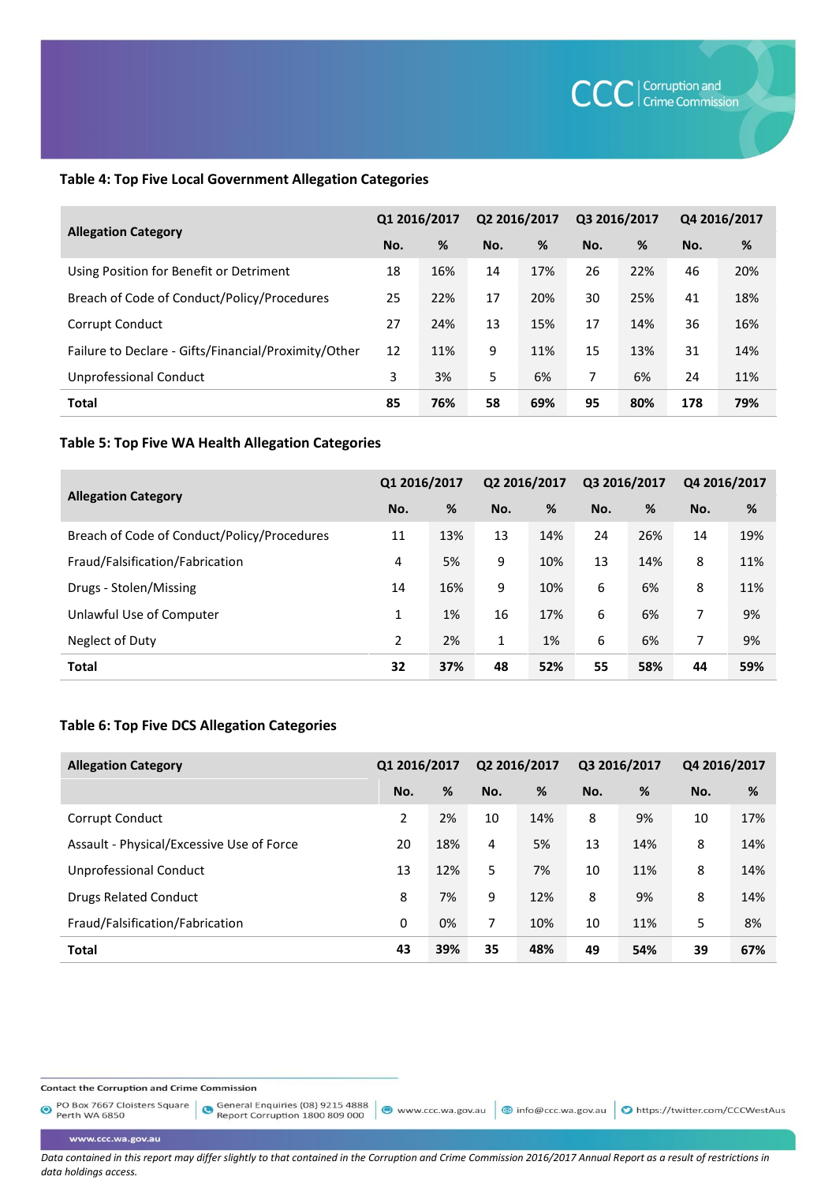**Table 4: Top Five Local Government Allegation Categories**

| Allegation Category | Q1 2016/2017 | | Q2 2016/2017 | | Q3 2016/2017 | | Q4 2016/2017 | |
|---|---|---|---|---|---|---|---|---|
| | No. | % | No. | % | No. | % | No. | % |
| Using Position for Benefit or Detriment | 18 | 16% | 14 | 17% | 26 | 22% | 46 | 20% |
| Breach of Code of Conduct/Policy/Procedures | 25 | 22% | 17 | 20% | 30 | 25% | 41 | 18% |
| Corrupt Conduct | 27 | 24% | 13 | 15% | 17 | 14% | 36 | 16% |
| Failure to Declare - Gifts/Financial/Proximity/Other | 12 | 11% | 9 | 11% | 15 | 13% | 31 | 14% |
| Unprofessional Conduct | 3 | 3% | 5 | 6% | 7 | 6% | 24 | 11% |
| **Total** | **85** | **76%** | **58** | **69%** | **95** | **80%** | **178** | **79%** |

**Table 5: Top Five WA Health Allegation Categories**

| Allegation Category | Q1 2016/2017 | | Q2 2016/2017 | | Q3 2016/2017 | | Q4 2016/2017 | |
|---|---|---|---|---|---|---|---|---|
| | No. | % | No. | % | No. | % | No. | % |
| Breach of Code of Conduct/Policy/Procedures | 11 | 13% | 13 | 14% | 24 | 26% | 14 | 19% |
| Fraud/Falsification/Fabrication | 4 | 5% | 9 | 10% | 13 | 14% | 8 | 11% |
| Drugs - Stolen/Missing | 14 | 16% | 9 | 10% | 6 | 6% | 8 | 11% |
| Unlawful Use of Computer | 1 | 1% | 16 | 17% | 6 | 6% | 7 | 9% |
| Neglect of Duty | 2 | 2% | 1 | 1% | 6 | 6% | 7 | 9% |
| **Total** | **32** | **37%** | **48** | **52%** | **55** | **58%** | **44** | **59%** |

**Table 6: Top Five DCS Allegation Categories**

| Allegation Category | Q1 2016/2017 | | Q2 2016/2017 | | Q3 2016/2017 | | Q4 2016/2017 | |
|---|---|---|---|---|---|---|---|---|
| | No. | % | No. | % | No. | % | No. | % |
| Corrupt Conduct | 2 | 2% | 10 | 14% | 8 | 9% | 10 | 17% |
| Assault - Physical/Excessive Use of Force | 20 | 18% | 4 | 5% | 13 | 14% | 8 | 14% |
| Unprofessional Conduct | 13 | 12% | 5 | 7% | 10 | 11% | 8 | 14% |
| Drugs Related Conduct | 8 | 7% | 9 | 12% | 8 | 9% | 8 | 14% |
| Fraud/Falsification/Fabrication | 0 | 0% | 7 | 10% | 10 | 11% | 5 | 8% |
| **Total** | **43** | **39%** | **35** | **48%** | **49** | **54%** | **39** | **67%** |

**Contact the Corruption and Crime Commission**

PO Box 7667 Cloisters Square Perth WA 6850 | General Enquiries (08) 9215 4888 Report Corruption 1800 809 000 | www.ccc.wa.gov.au | info@ccc.wa.gov.au | https://twitter.com/CCCWestAus

*Data contained in this report may differ slightly to that contained in the Corruption and Crime Commission 2016/2017 Annual Report as a result of restrictions in data holdings access.*